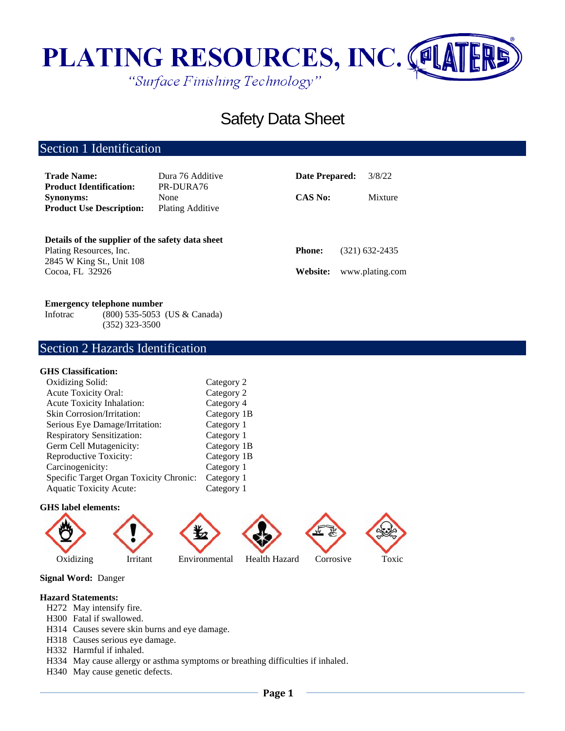# PLATING RESOURCES, INC.

*"Surface Finishing Technology"*

# Safety Data Sheet

## Section 1 Identification

| | | | |
|---|---|---|---|
| **Trade Name:** | Dura 76 Additive | **Date Prepared:** | 3/8/22 |
| **Product Identification:** | PR-DURA76 | | |
| **Synonyms:** | None | **CAS No:** | Mixture |
| **Product Use Description:** | Plating Additive | | |

**Details of the supplier of the safety data sheet**

Plating Resources, Inc.
2845 W King St., Unit 108
Cocoa, FL 32926

**Phone:** (321) 632-2435

**Website:** www.plating.com

**Emergency telephone number**

Infotrac (800) 535-5053 (US & Canada)
(352) 323-3500

## Section 2 Hazards Identification

**GHS Classification:**

| | |
|---|---|
| Oxidizing Solid: | Category 2 |
| Acute Toxicity Oral: | Category 2 |
| Acute Toxicity Inhalation: | Category 4 |
| Skin Corrosion/Irritation: | Category 1B |
| Serious Eye Damage/Irritation: | Category 1 |
| Respiratory Sensitization: | Category 1 |
| Germ Cell Mutagenicity: | Category 1B |
| Reproductive Toxicity: | Category 1B |
| Carcinogenicity: | Category 1 |
| Specific Target Organ Toxicity Chronic: | Category 1 |
| Aquatic Toxicity Acute: | Category 1 |

**GHS label elements:**

Oxidizing Irritant Environmental Health Hazard Corrosive Toxic

**Signal Word:** Danger

**Hazard Statements:**

- H272 May intensify fire.
- H300 Fatal if swallowed.
- H314 Causes severe skin burns and eye damage.
- H318 Causes serious eye damage.
- H332 Harmful if inhaled.
- H334 May cause allergy or asthma symptoms or breathing difficulties if inhaled.
- H340 May cause genetic defects.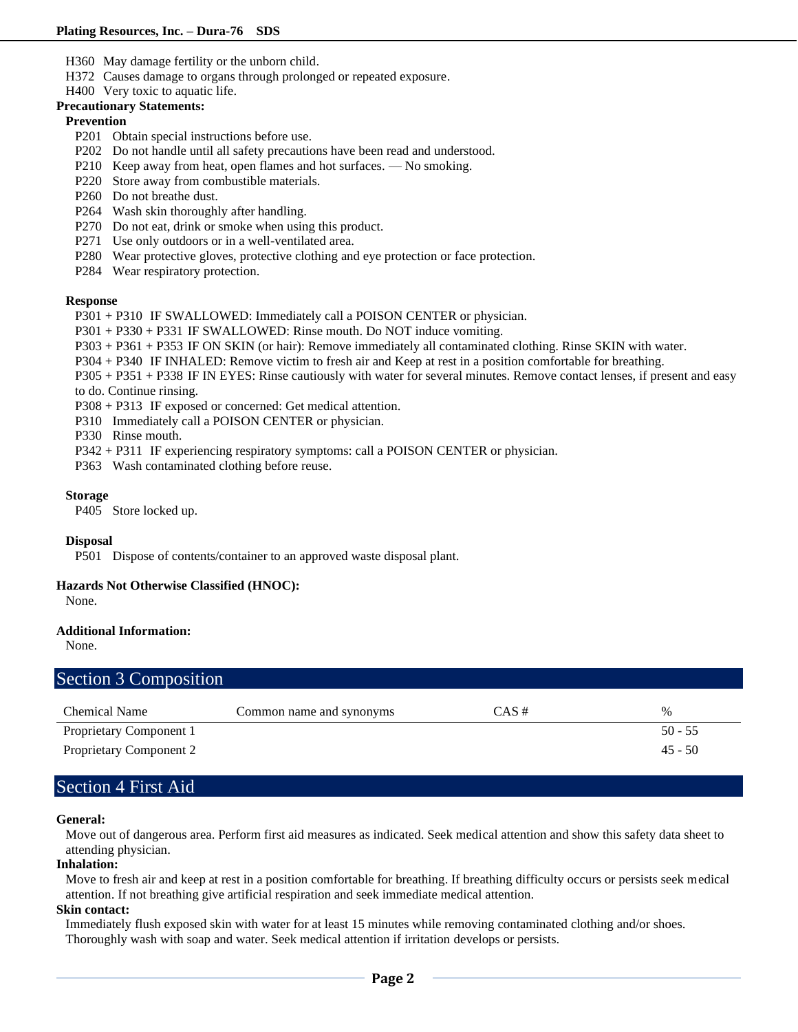H360 May damage fertility or the unborn child.
H372 Causes damage to organs through prolonged or repeated exposure.
H400 Very toxic to aquatic life.

**Precautionary Statements:**

**Prevention**

P201 Obtain special instructions before use.
P202 Do not handle until all safety precautions have been read and understood.
P210 Keep away from heat, open flames and hot surfaces. — No smoking.
P220 Store away from combustible materials.
P260 Do not breathe dust.
P264 Wash skin thoroughly after handling.
P270 Do not eat, drink or smoke when using this product.
P271 Use only outdoors or in a well-ventilated area.
P280 Wear protective gloves, protective clothing and eye protection or face protection.
P284 Wear respiratory protection.

**Response**

P301 + P310 IF SWALLOWED: Immediately call a POISON CENTER or physician.
P301 + P330 + P331 IF SWALLOWED: Rinse mouth. Do NOT induce vomiting.
P303 + P361 + P353 IF ON SKIN (or hair): Remove immediately all contaminated clothing. Rinse SKIN with water.
P304 + P340 IF INHALED: Remove victim to fresh air and Keep at rest in a position comfortable for breathing.
P305 + P351 + P338 IF IN EYES: Rinse cautiously with water for several minutes. Remove contact lenses, if present and easy to do. Continue rinsing.
P308 + P313 IF exposed or concerned: Get medical attention.
P310 Immediately call a POISON CENTER or physician.
P330 Rinse mouth.
P342 + P311 IF experiencing respiratory symptoms: call a POISON CENTER or physician.
P363 Wash contaminated clothing before reuse.

**Storage**

P405 Store locked up.

**Disposal**

P501 Dispose of contents/container to an approved waste disposal plant.

**Hazards Not Otherwise Classified (HNOC):**

None.

**Additional Information:**

None.

## Section 3 Composition

| Chemical Name | Common name and synonyms | CAS # | % |
|---|---|---|---|
| Proprietary Component 1 | | | 50 - 55 |
| Proprietary Component 2 | | | 45 - 50 |

## Section 4 First Aid

**General:**

Move out of dangerous area. Perform first aid measures as indicated. Seek medical attention and show this safety data sheet to attending physician.

**Inhalation:**

Move to fresh air and keep at rest in a position comfortable for breathing. If breathing difficulty occurs or persists seek medical attention. If not breathing give artificial respiration and seek immediate medical attention.

**Skin contact:**

Immediately flush exposed skin with water for at least 15 minutes while removing contaminated clothing and/or shoes. Thoroughly wash with soap and water. Seek medical attention if irritation develops or persists.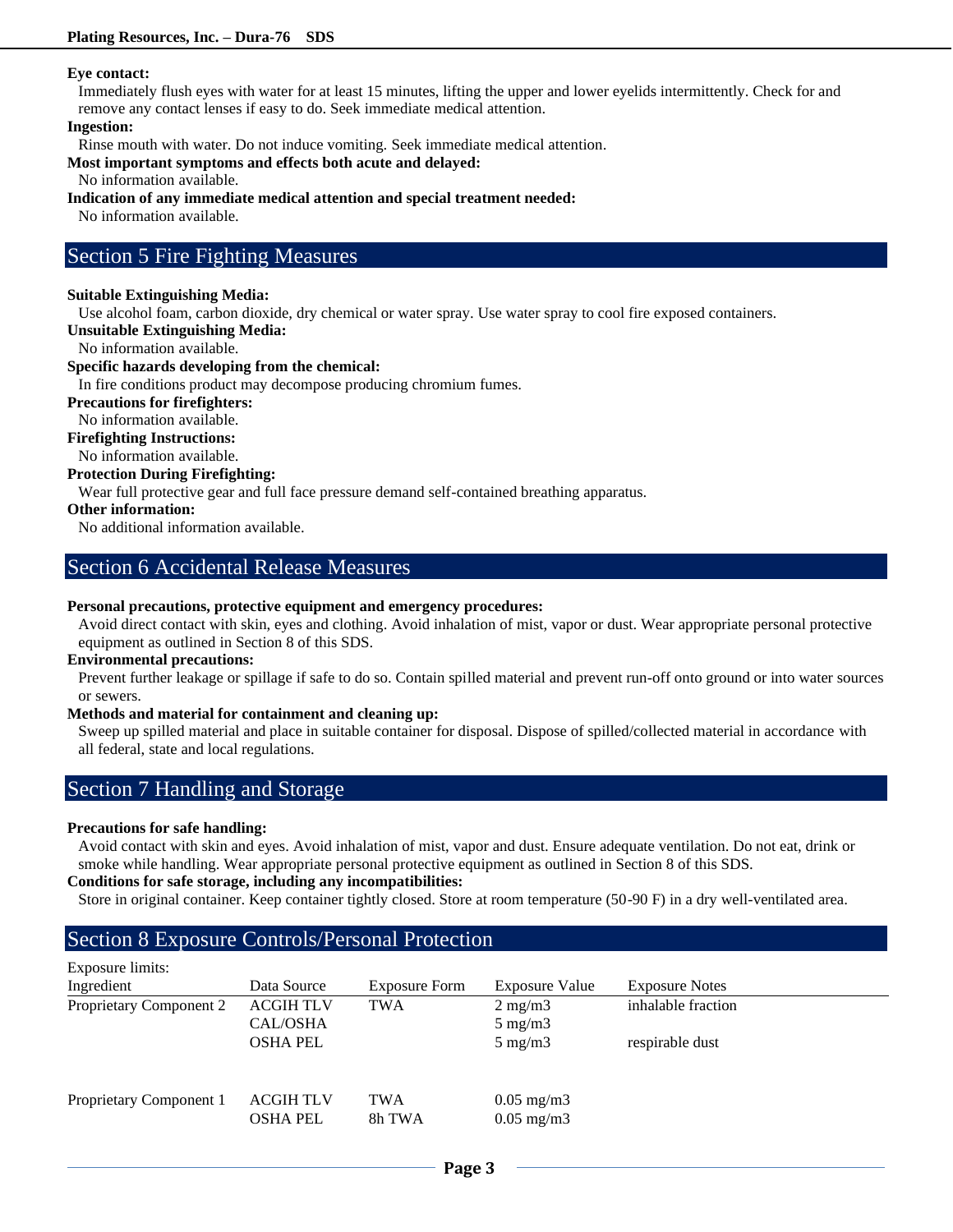**Eye contact:**
Immediately flush eyes with water for at least 15 minutes, lifting the upper and lower eyelids intermittently. Check for and remove any contact lenses if easy to do. Seek immediate medical attention.

**Ingestion:**
Rinse mouth with water. Do not induce vomiting. Seek immediate medical attention.

**Most important symptoms and effects both acute and delayed:**
No information available.

**Indication of any immediate medical attention and special treatment needed:**
No information available.

## Section 5 Fire Fighting Measures

**Suitable Extinguishing Media:**
Use alcohol foam, carbon dioxide, dry chemical or water spray. Use water spray to cool fire exposed containers.

**Unsuitable Extinguishing Media:**
No information available.

**Specific hazards developing from the chemical:**
In fire conditions product may decompose producing chromium fumes.

**Precautions for firefighters:**
No information available.

**Firefighting Instructions:**
No information available.

**Protection During Firefighting:**
Wear full protective gear and full face pressure demand self-contained breathing apparatus.

**Other information:**
No additional information available.

## Section 6 Accidental Release Measures

**Personal precautions, protective equipment and emergency procedures:**
Avoid direct contact with skin, eyes and clothing. Avoid inhalation of mist, vapor or dust. Wear appropriate personal protective equipment as outlined in Section 8 of this SDS.

**Environmental precautions:**
Prevent further leakage or spillage if safe to do so. Contain spilled material and prevent run-off onto ground or into water sources or sewers.

**Methods and material for containment and cleaning up:**
Sweep up spilled material and place in suitable container for disposal. Dispose of spilled/collected material in accordance with all federal, state and local regulations.

## Section 7 Handling and Storage

**Precautions for safe handling:**
Avoid contact with skin and eyes. Avoid inhalation of mist, vapor and dust. Ensure adequate ventilation. Do not eat, drink or smoke while handling. Wear appropriate personal protective equipment as outlined in Section 8 of this SDS.

**Conditions for safe storage, including any incompatibilities:**
Store in original container. Keep container tightly closed. Store at room temperature (50-90 F) in a dry well-ventilated area.

## Section 8 Exposure Controls/Personal Protection

Exposure limits:

| Ingredient | Data Source | Exposure Form | Exposure Value | Exposure Notes |
|---|---|---|---|---|
| Proprietary Component 2 | ACGIH TLV | TWA | 2 mg/m3 | inhalable fraction |
| | CAL/OSHA | | 5 mg/m3 | |
| | OSHA PEL | | 5 mg/m3 | respirable dust |
| Proprietary Component 1 | ACGIH TLV | TWA | 0.05 mg/m3 | |
| | OSHA PEL | 8h TWA | 0.05 mg/m3 | |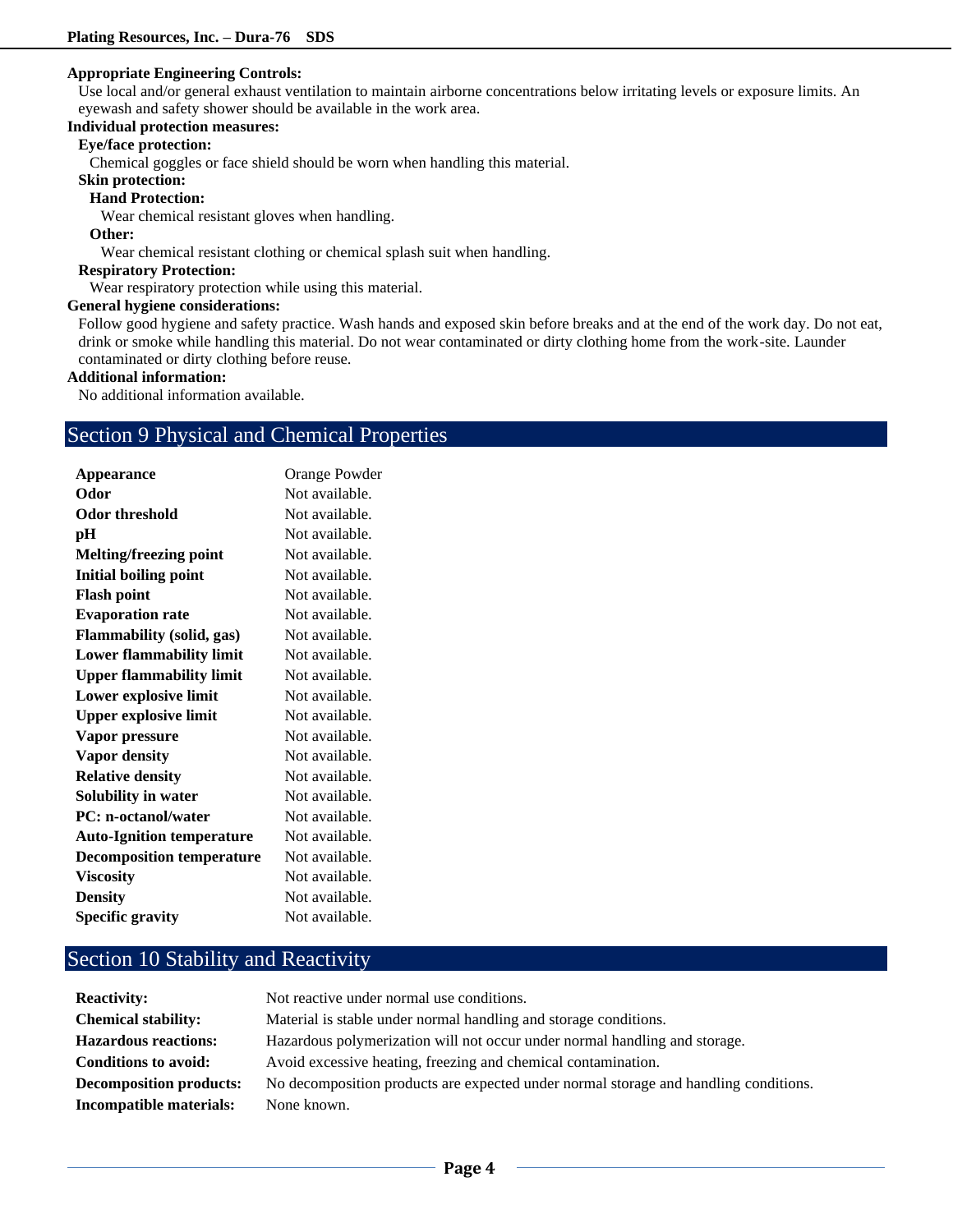**Appropriate Engineering Controls:**

Use local and/or general exhaust ventilation to maintain airborne concentrations below irritating levels or exposure limits. An eyewash and safety shower should be available in the work area.

**Individual protection measures:**

**Eye/face protection:**

Chemical goggles or face shield should be worn when handling this material.

**Skin protection:**

**Hand Protection:**

Wear chemical resistant gloves when handling.

**Other:**

Wear chemical resistant clothing or chemical splash suit when handling.

**Respiratory Protection:**

Wear respiratory protection while using this material.

**General hygiene considerations:**

Follow good hygiene and safety practice. Wash hands and exposed skin before breaks and at the end of the work day. Do not eat, drink or smoke while handling this material. Do not wear contaminated or dirty clothing home from the work-site. Launder contaminated or dirty clothing before reuse.

**Additional information:**

No additional information available.

## Section 9 Physical and Chemical Properties

| | |
|---|---|
| **Appearance** | Orange Powder |
| **Odor** | Not available. |
| **Odor threshold** | Not available. |
| **pH** | Not available. |
| **Melting/freezing point** | Not available. |
| **Initial boiling point** | Not available. |
| **Flash point** | Not available. |
| **Evaporation rate** | Not available. |
| **Flammability (solid, gas)** | Not available. |
| **Lower flammability limit** | Not available. |
| **Upper flammability limit** | Not available. |
| **Lower explosive limit** | Not available. |
| **Upper explosive limit** | Not available. |
| **Vapor pressure** | Not available. |
| **Vapor density** | Not available. |
| **Relative density** | Not available. |
| **Solubility in water** | Not available. |
| **PC: n-octanol/water** | Not available. |
| **Auto-Ignition temperature** | Not available. |
| **Decomposition temperature** | Not available. |
| **Viscosity** | Not available. |
| **Density** | Not available. |
| **Specific gravity** | Not available. |

## Section 10 Stability and Reactivity

| | |
|---|---|
| **Reactivity:** | Not reactive under normal use conditions. |
| **Chemical stability:** | Material is stable under normal handling and storage conditions. |
| **Hazardous reactions:** | Hazardous polymerization will not occur under normal handling and storage. |
| **Conditions to avoid:** | Avoid excessive heating, freezing and chemical contamination. |
| **Decomposition products:** | No decomposition products are expected under normal storage and handling conditions. |
| **Incompatible materials:** | None known. |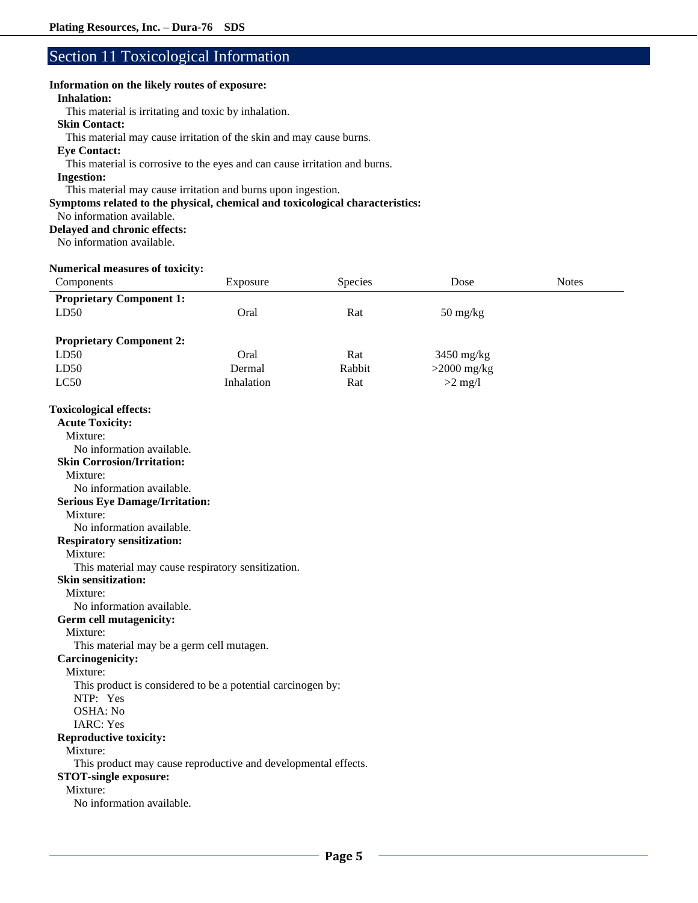## Section 11 Toxicological Information

**Information on the likely routes of exposure:**

**Inhalation:**

This material is irritating and toxic by inhalation.

**Skin Contact:**

This material may cause irritation of the skin and may cause burns.

**Eye Contact:**

This material is corrosive to the eyes and can cause irritation and burns.

**Ingestion:**

This material may cause irritation and burns upon ingestion.

**Symptoms related to the physical, chemical and toxicological characteristics:**

No information available.

**Delayed and chronic effects:**

No information available.

**Numerical measures of toxicity:**

| Components | Exposure | Species | Dose | Notes |
|---|---|---|---|---|
| **Proprietary Component 1:** | | | | |
| LD50 | Oral | Rat | 50 mg/kg | |
| **Proprietary Component 2:** | | | | |
| LD50 | Oral | Rat | 3450 mg/kg | |
| LD50 | Dermal | Rabbit | >2000 mg/kg | |
| LC50 | Inhalation | Rat | >2 mg/l | |

**Toxicological effects:**

**Acute Toxicity:**

Mixture:

No information available.

**Skin Corrosion/Irritation:**

Mixture:

No information available.

**Serious Eye Damage/Irritation:**

Mixture:

No information available.

**Respiratory sensitization:**

Mixture:

This material may cause respiratory sensitization.

**Skin sensitization:**

Mixture:

No information available.

**Germ cell mutagenicity:**

Mixture:

This material may be a germ cell mutagen.

**Carcinogenicity:**

Mixture:

This product is considered to be a potential carcinogen by:

NTP: Yes

OSHA: No

IARC: Yes

**Reproductive toxicity:**

Mixture:

This product may cause reproductive and developmental effects.

**STOT-single exposure:**

Mixture:

No information available.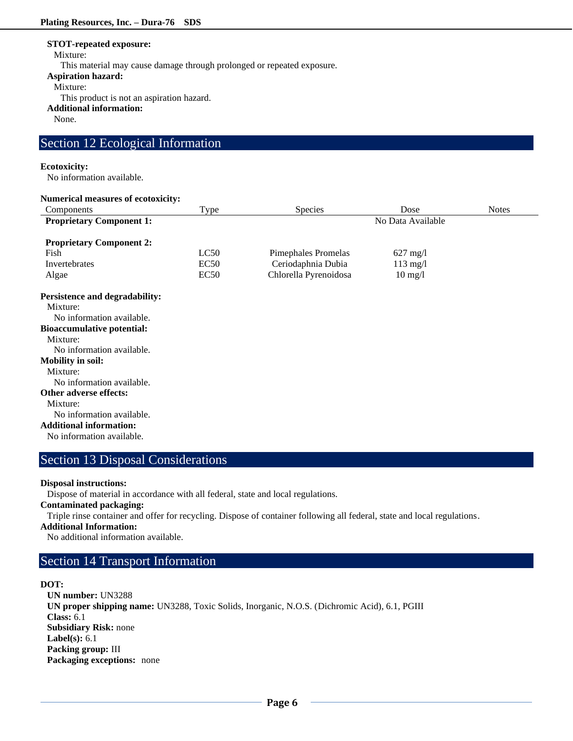**STOT-repeated exposure:**

Mixture:

This material may cause damage through prolonged or repeated exposure.

**Aspiration hazard:**

Mixture:

This product is not an aspiration hazard.

**Additional information:**

None.

## Section 12 Ecological Information

**Ecotoxicity:**

No information available.

**Numerical measures of ecotoxicity:**

| Components | Type | Species | Dose | Notes |
|---|---|---|---|---|
| **Proprietary Component 1:** | | | No Data Available | |
| **Proprietary Component 2:** | | | | |
| Fish | LC50 | Pimephales Promelas | 627 mg/l | |
| Invertebrates | EC50 | Ceriodaphnia Dubia | 113 mg/l | |
| Algae | EC50 | Chlorella Pyrenoidosa | 10 mg/l | |

**Persistence and degradability:**

Mixture:

No information available.

**Bioaccumulative potential:**

Mixture:

No information available.

**Mobility in soil:**

Mixture:

No information available.

**Other adverse effects:**

Mixture:

No information available.

**Additional information:**

No information available.

## Section 13 Disposal Considerations

**Disposal instructions:**

Dispose of material in accordance with all federal, state and local regulations.

**Contaminated packaging:**

Triple rinse container and offer for recycling. Dispose of container following all federal, state and local regulations.

**Additional Information:**

No additional information available.

## Section 14 Transport Information

**DOT:**

**UN number:** UN3288

**UN proper shipping name:** UN3288, Toxic Solids, Inorganic, N.O.S. (Dichromic Acid), 6.1, PGIII

**Class:** 6.1

**Subsidiary Risk:** none

**Label(s):** 6.1

**Packing group:** III

**Packaging exceptions:** none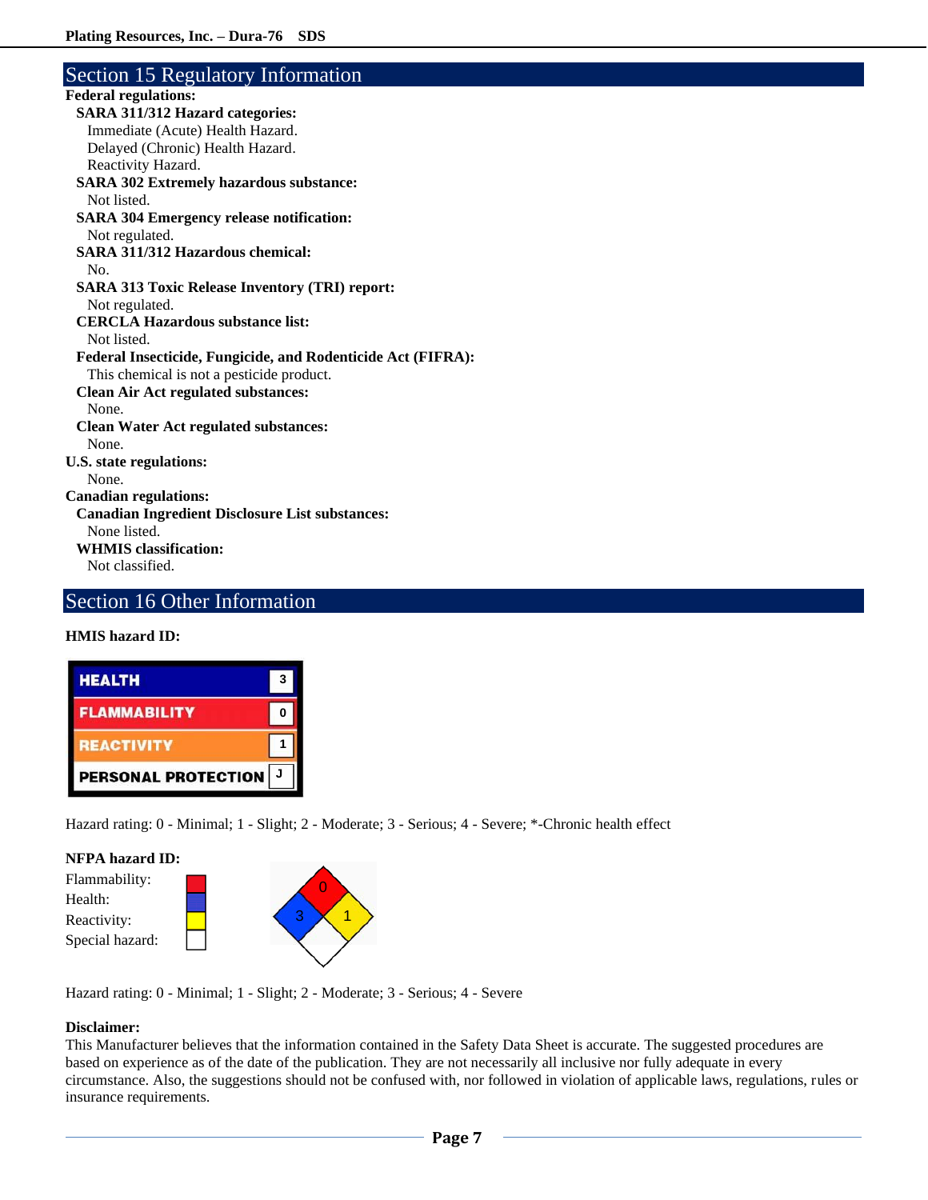## Section 15 Regulatory Information

**Federal regulations:**

**SARA 311/312 Hazard categories:**

Immediate (Acute) Health Hazard.
Delayed (Chronic) Health Hazard.
Reactivity Hazard.

**SARA 302 Extremely hazardous substance:**

Not listed.

**SARA 304 Emergency release notification:**

Not regulated.

**SARA 311/312 Hazardous chemical:**

No.

**SARA 313 Toxic Release Inventory (TRI) report:**

Not regulated.

**CERCLA Hazardous substance list:**

Not listed.

**Federal Insecticide, Fungicide, and Rodenticide Act (FIFRA):**

This chemical is not a pesticide product.

**Clean Air Act regulated substances:**

None.

**Clean Water Act regulated substances:**

None.

**U.S. state regulations:**

None.

**Canadian regulations:**

**Canadian Ingredient Disclosure List substances:**

None listed.

**WHMIS classification:**

Not classified.

## Section 16 Other Information

**HMIS hazard ID:**

| | |
|---|---|
| HEALTH | 3 |
| FLAMMABILITY | 0 |
| REACTIVITY | 1 |
| PERSONAL PROTECTION | J |

Hazard rating: 0 - Minimal; 1 - Slight; 2 - Moderate; 3 - Serious; 4 - Severe; *-Chronic health effect

**NFPA hazard ID:**

| | |
|---|---|
| Flammability: | 0 |
| Health: | 3 |
| Reactivity: | 1 |
| Special hazard: | |

Hazard rating: 0 - Minimal; 1 - Slight; 2 - Moderate; 3 - Serious; 4 - Severe

**Disclaimer:**

This Manufacturer believes that the information contained in the Safety Data Sheet is accurate. The suggested procedures are based on experience as of the date of the publication. They are not necessarily all inclusive nor fully adequate in every circumstance. Also, the suggestions should not be confused with, nor followed in violation of applicable laws, regulations, rules or insurance requirements.